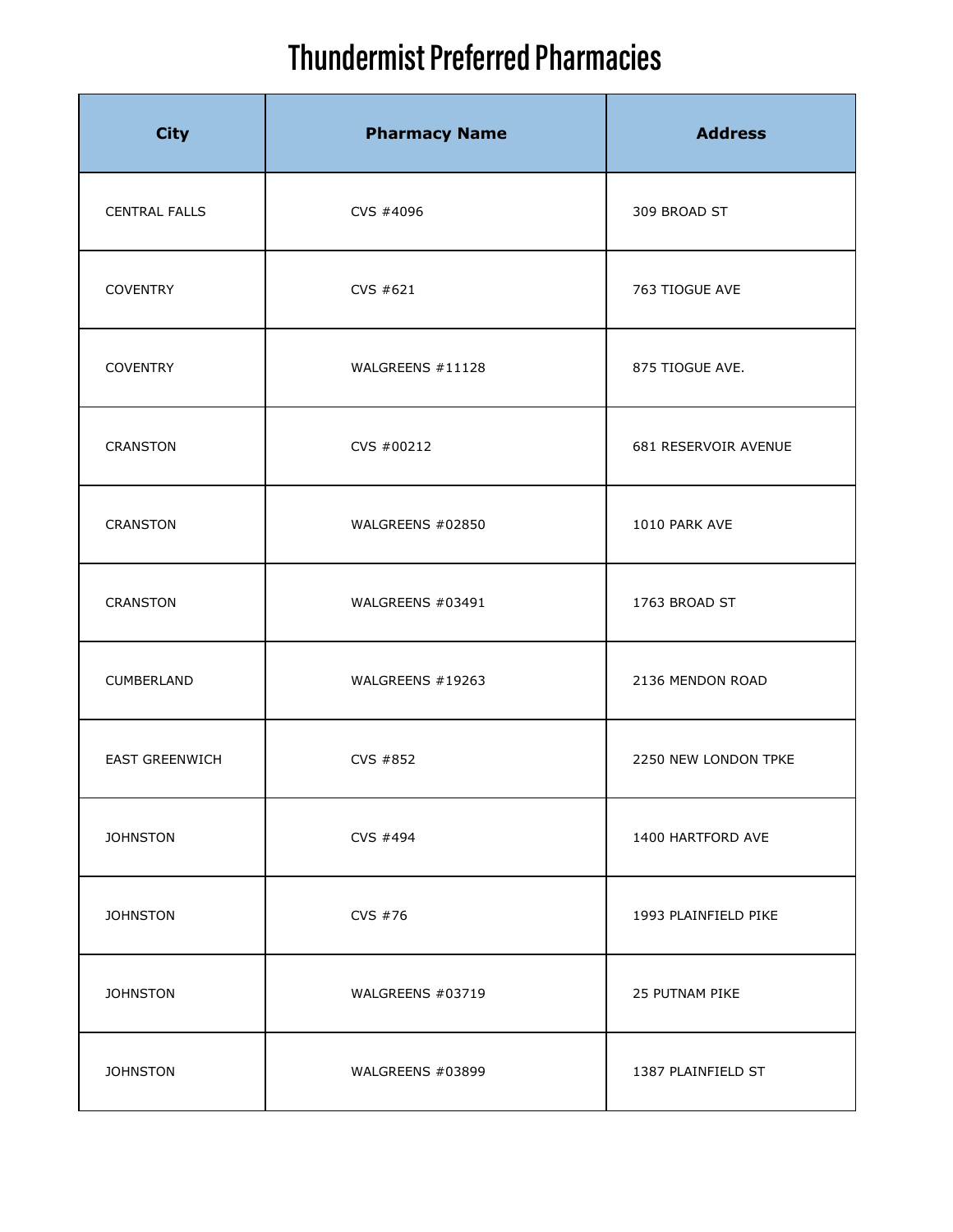# Thundermist Preferred Pharmacies

| City | Pharmacy Name | Address |
|---|---|---|
| CENTRAL FALLS | CVS #4096 | 309 BROAD ST |
| COVENTRY | CVS #621 | 763 TIOGUE AVE |
| COVENTRY | WALGREENS #11128 | 875 TIOGUE AVE. |
| CRANSTON | CVS #00212 | 681 RESERVOIR AVENUE |
| CRANSTON | WALGREENS #02850 | 1010 PARK AVE |
| CRANSTON | WALGREENS #03491 | 1763 BROAD ST |
| CUMBERLAND | WALGREENS #19263 | 2136 MENDON ROAD |
| EAST GREENWICH | CVS #852 | 2250 NEW LONDON TPKE |
| JOHNSTON | CVS #494 | 1400 HARTFORD AVE |
| JOHNSTON | CVS #76 | 1993 PLAINFIELD PIKE |
| JOHNSTON | WALGREENS #03719 | 25 PUTNAM PIKE |
| JOHNSTON | WALGREENS #03899 | 1387 PLAINFIELD ST |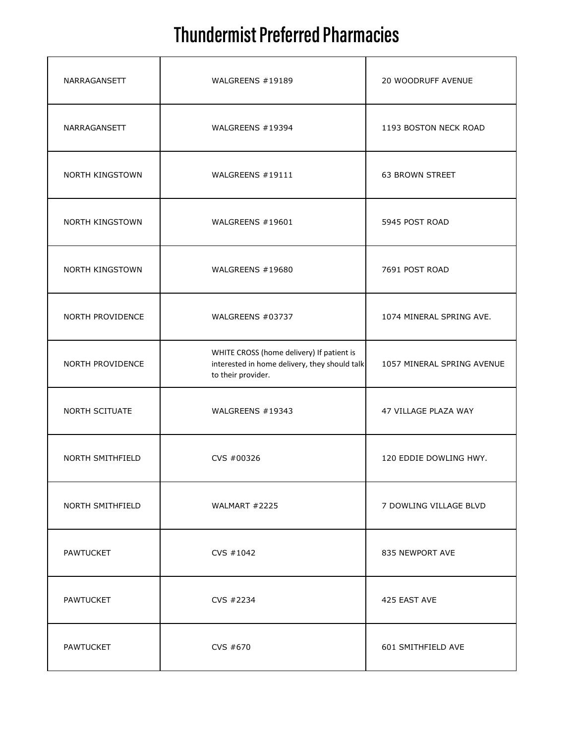# Thundermist Preferred Pharmacies

| | | |
|---|---|---|
| NARRAGANSETT | WALGREENS #19189 | 20 WOODRUFF AVENUE |
| NARRAGANSETT | WALGREENS #19394 | 1193 BOSTON NECK ROAD |
| NORTH KINGSTOWN | WALGREENS #19111 | 63 BROWN STREET |
| NORTH KINGSTOWN | WALGREENS #19601 | 5945 POST ROAD |
| NORTH KINGSTOWN | WALGREENS #19680 | 7691 POST ROAD |
| NORTH PROVIDENCE | WALGREENS #03737 | 1074 MINERAL SPRING AVE. |
| NORTH PROVIDENCE | WHITE CROSS (home delivery) If patient is interested in home delivery, they should talk to their provider. | 1057 MINERAL SPRING AVENUE |
| NORTH SCITUATE | WALGREENS #19343 | 47 VILLAGE PLAZA WAY |
| NORTH SMITHFIELD | CVS #00326 | 120 EDDIE DOWLING HWY. |
| NORTH SMITHFIELD | WALMART #2225 | 7 DOWLING VILLAGE BLVD |
| PAWTUCKET | CVS #1042 | 835 NEWPORT AVE |
| PAWTUCKET | CVS #2234 | 425 EAST AVE |
| PAWTUCKET | CVS #670 | 601 SMITHFIELD AVE |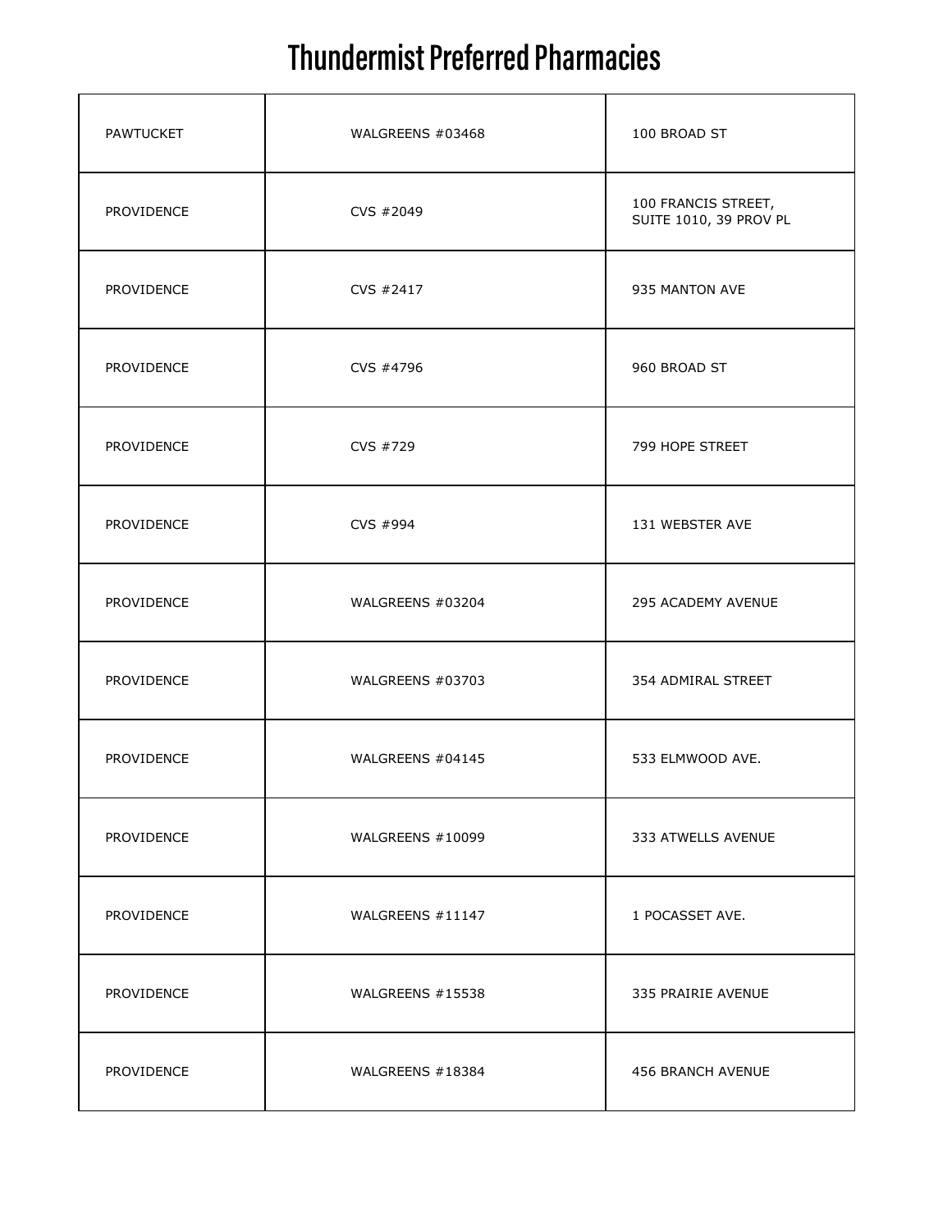# Thundermist Preferred Pharmacies

| | | |
|---|---|---|
| PAWTUCKET | WALGREENS #03468 | 100 BROAD ST |
| PROVIDENCE | CVS #2049 | 100 FRANCIS STREET, SUITE 1010, 39 PROV PL |
| PROVIDENCE | CVS #2417 | 935 MANTON AVE |
| PROVIDENCE | CVS #4796 | 960 BROAD ST |
| PROVIDENCE | CVS #729 | 799 HOPE STREET |
| PROVIDENCE | CVS #994 | 131 WEBSTER AVE |
| PROVIDENCE | WALGREENS #03204 | 295 ACADEMY AVENUE |
| PROVIDENCE | WALGREENS #03703 | 354 ADMIRAL STREET |
| PROVIDENCE | WALGREENS #04145 | 533 ELMWOOD AVE. |
| PROVIDENCE | WALGREENS #10099 | 333 ATWELLS AVENUE |
| PROVIDENCE | WALGREENS #11147 | 1 POCASSET AVE. |
| PROVIDENCE | WALGREENS #15538 | 335 PRAIRIE AVENUE |
| PROVIDENCE | WALGREENS #18384 | 456 BRANCH AVENUE |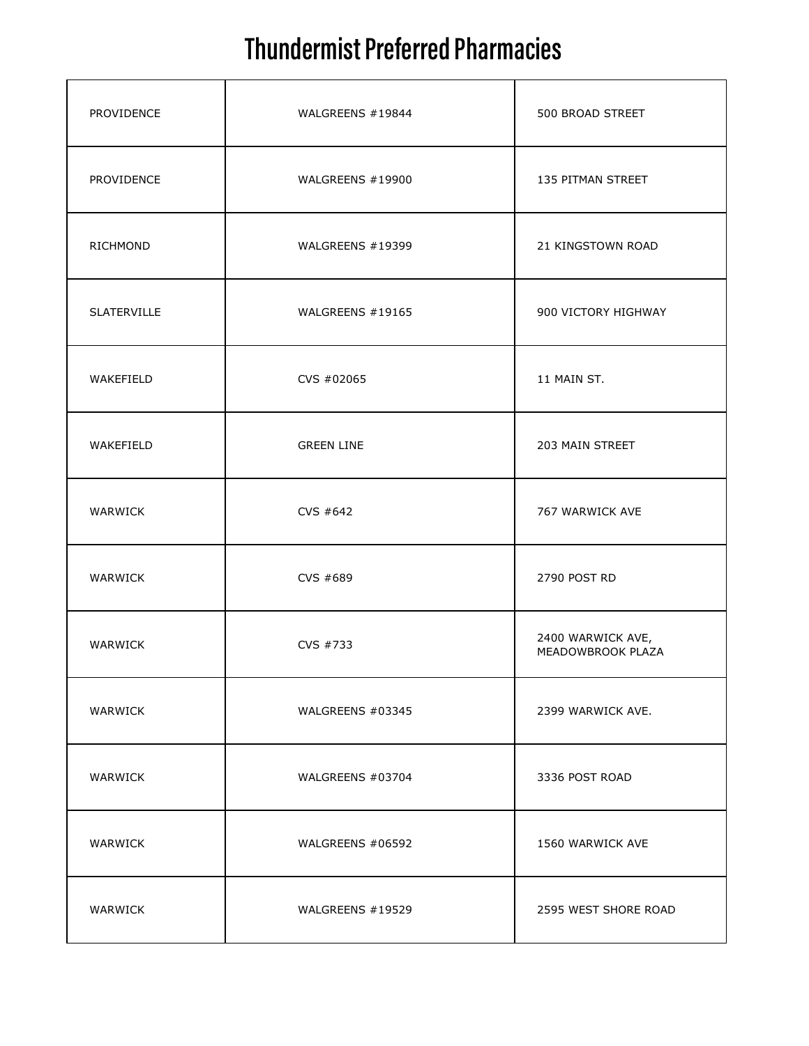# Thundermist Preferred Pharmacies

| | | |
|---|---|---|
| PROVIDENCE | WALGREENS #19844 | 500 BROAD STREET |
| PROVIDENCE | WALGREENS #19900 | 135 PITMAN STREET |
| RICHMOND | WALGREENS #19399 | 21 KINGSTOWN ROAD |
| SLATERVILLE | WALGREENS #19165 | 900 VICTORY HIGHWAY |
| WAKEFIELD | CVS #02065 | 11 MAIN ST. |
| WAKEFIELD | GREEN LINE | 203 MAIN STREET |
| WARWICK | CVS #642 | 767 WARWICK AVE |
| WARWICK | CVS #689 | 2790 POST RD |
| WARWICK | CVS #733 | 2400 WARWICK AVE, MEADOWBROOK PLAZA |
| WARWICK | WALGREENS #03345 | 2399 WARWICK AVE. |
| WARWICK | WALGREENS #03704 | 3336 POST ROAD |
| WARWICK | WALGREENS #06592 | 1560 WARWICK AVE |
| WARWICK | WALGREENS #19529 | 2595 WEST SHORE ROAD |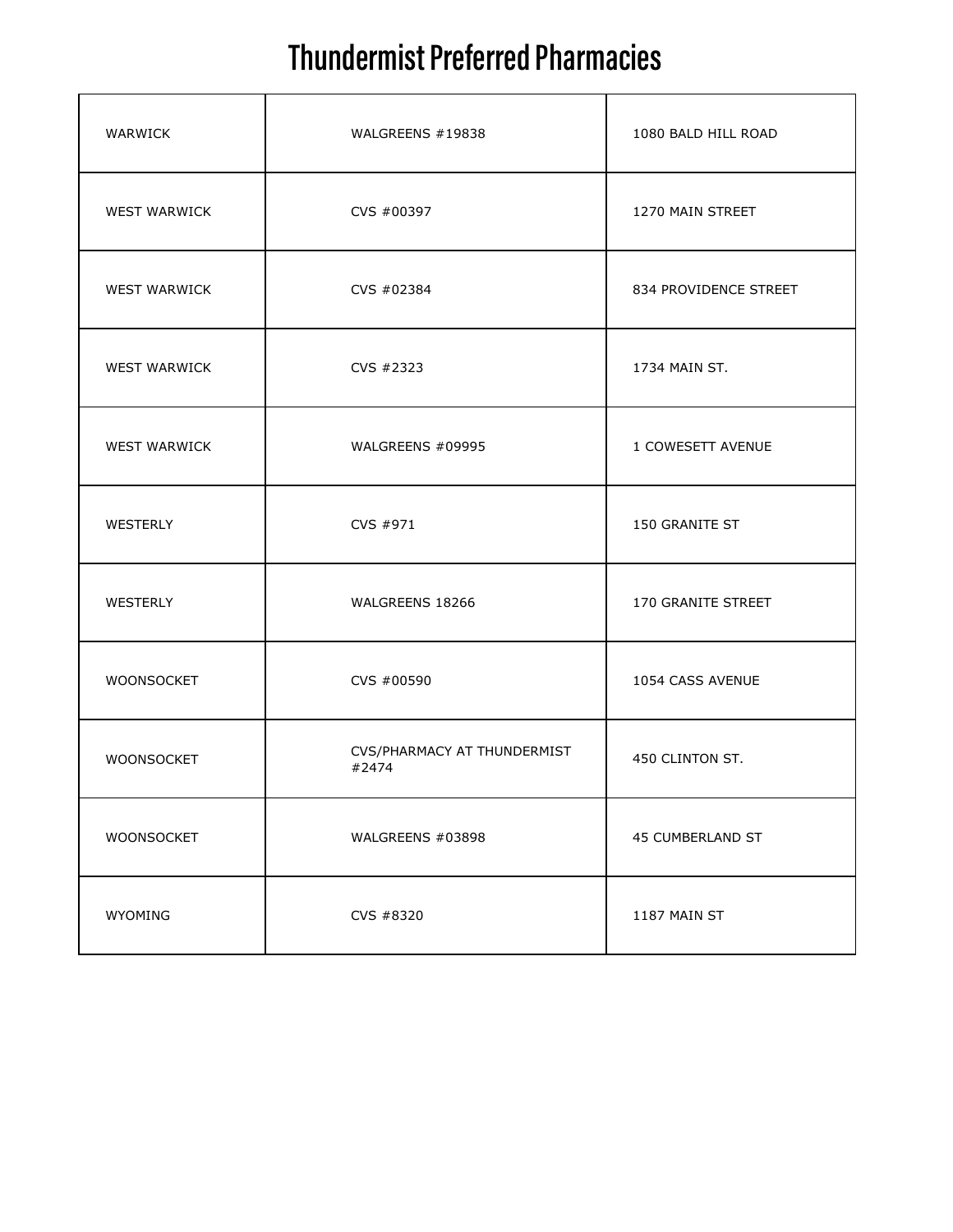# Thundermist Preferred Pharmacies

| | | |
|---|---|---|
| WARWICK | WALGREENS #19838 | 1080 BALD HILL ROAD |
| WEST WARWICK | CVS #00397 | 1270 MAIN STREET |
| WEST WARWICK | CVS #02384 | 834 PROVIDENCE STREET |
| WEST WARWICK | CVS #2323 | 1734 MAIN ST. |
| WEST WARWICK | WALGREENS #09995 | 1 COWESETT AVENUE |
| WESTERLY | CVS #971 | 150 GRANITE ST |
| WESTERLY | WALGREENS 18266 | 170 GRANITE STREET |
| WOONSOCKET | CVS #00590 | 1054 CASS AVENUE |
| WOONSOCKET | CVS/PHARMACY AT THUNDERMIST #2474 | 450 CLINTON ST. |
| WOONSOCKET | WALGREENS #03898 | 45 CUMBERLAND ST |
| WYOMING | CVS #8320 | 1187 MAIN ST |